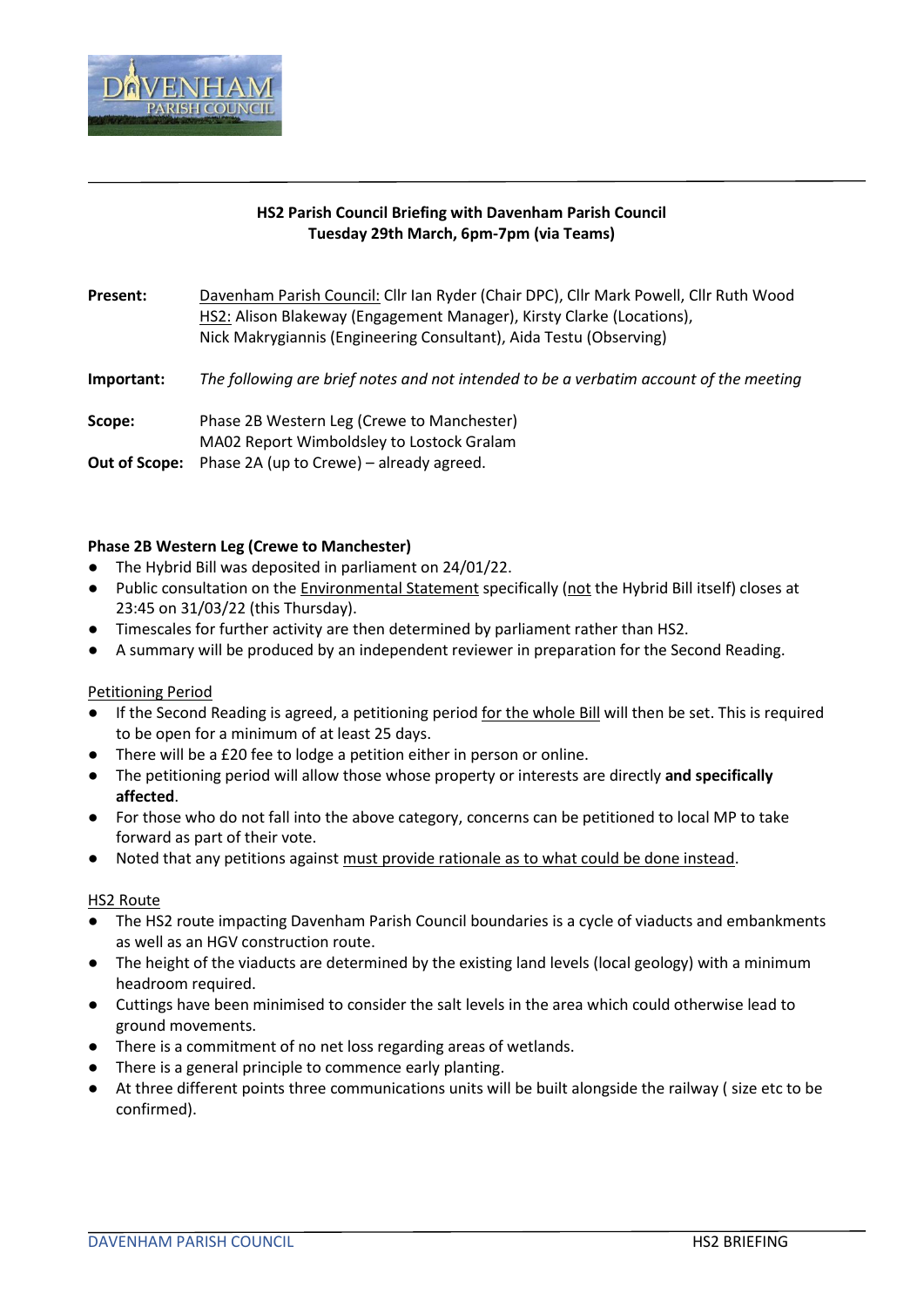**HS2 Parish Council Briefing with Davenham Parish Council**
**Tuesday 29th March, 6pm-7pm (via Teams)**

**Present:** Davenham Parish Council: Cllr Ian Ryder (Chair DPC), Cllr Mark Powell, Cllr Ruth Wood
HS2: Alison Blakeway (Engagement Manager), Kirsty Clarke (Locations), Nick Makrygiannis (Engineering Consultant), Aida Testu (Observing)

**Important:** *The following are brief notes and not intended to be a verbatim account of the meeting*

**Scope:** Phase 2B Western Leg (Crewe to Manchester)
MA02 Report Wimboldsley to Lostock Gralam

**Out of Scope:** Phase 2A (up to Crewe) – already agreed.

**Phase 2B Western Leg (Crewe to Manchester)**

- The Hybrid Bill was deposited in parliament on 24/01/22.
- Public consultation on the Environmental Statement specifically (not the Hybrid Bill itself) closes at 23:45 on 31/03/22 (this Thursday).
- Timescales for further activity are then determined by parliament rather than HS2.
- A summary will be produced by an independent reviewer in preparation for the Second Reading.

Petitioning Period

- If the Second Reading is agreed, a petitioning period for the whole Bill will then be set. This is required to be open for a minimum of at least 25 days.
- There will be a £20 fee to lodge a petition either in person or online.
- The petitioning period will allow those whose property or interests are directly **and specifically affected**.
- For those who do not fall into the above category, concerns can be petitioned to local MP to take forward as part of their vote.
- Noted that any petitions against must provide rationale as to what could be done instead.

HS2 Route

- The HS2 route impacting Davenham Parish Council boundaries is a cycle of viaducts and embankments as well as an HGV construction route.
- The height of the viaducts are determined by the existing land levels (local geology) with a minimum headroom required.
- Cuttings have been minimised to consider the salt levels in the area which could otherwise lead to ground movements.
- There is a commitment of no net loss regarding areas of wetlands.
- There is a general principle to commence early planting.
- At three different points three communications units will be built alongside the railway ( size etc to be confirmed).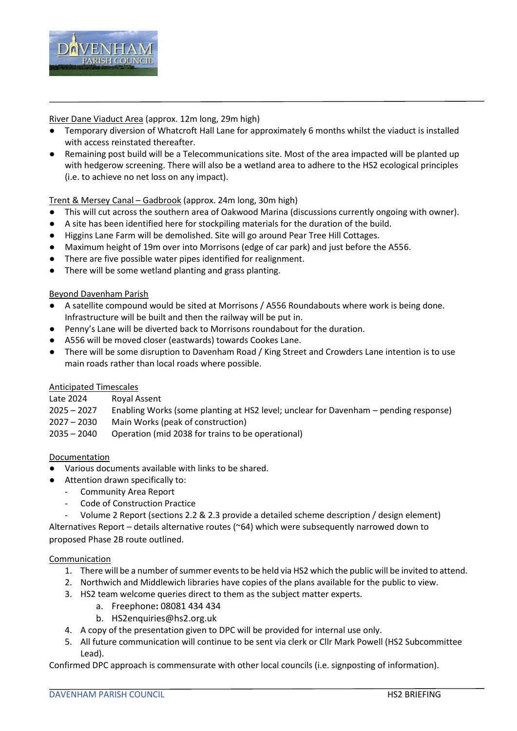River Dane Viaduct Area (approx. 12m long, 29m high)

- Temporary diversion of Whatcroft Hall Lane for approximately 6 months whilst the viaduct is installed with access reinstated thereafter.
- Remaining post build will be a Telecommunications site. Most of the area impacted will be planted up with hedgerow screening. There will also be a wetland area to adhere to the HS2 ecological principles (i.e. to achieve no net loss on any impact).

Trent & Mersey Canal – Gadbrook (approx. 24m long, 30m high)

- This will cut across the southern area of Oakwood Marina (discussions currently ongoing with owner).
- A site has been identified here for stockpiling materials for the duration of the build.
- Higgins Lane Farm will be demolished. Site will go around Pear Tree Hill Cottages.
- Maximum height of 19m over into Morrisons (edge of car park) and just before the A556.
- There are five possible water pipes identified for realignment.
- There will be some wetland planting and grass planting.

Beyond Davenham Parish

- A satellite compound would be sited at Morrisons / A556 Roundabouts where work is being done. Infrastructure will be built and then the railway will be put in.
- Penny's Lane will be diverted back to Morrisons roundabout for the duration.
- A556 will be moved closer (eastwards) towards Cookes Lane.
- There will be some disruption to Davenham Road / King Street and Crowders Lane intention is to use main roads rather than local roads where possible.

Anticipated Timescales

| | |
|---|---|
| Late 2024 | Royal Assent |
| 2025 – 2027 | Enabling Works (some planting at HS2 level; unclear for Davenham – pending response) |
| 2027 – 2030 | Main Works (peak of construction) |
| 2035 – 2040 | Operation (mid 2038 for trains to be operational) |

Documentation

- Various documents available with links to be shared.
- Attention drawn specifically to:
  - Community Area Report
  - Code of Construction Practice
  - Volume 2 Report (sections 2.2 & 2.3 provide a detailed scheme description / design element)

Alternatives Report – details alternative routes (~64) which were subsequently narrowed down to proposed Phase 2B route outlined.

Communication

1. There will be a number of summer events to be held via HS2 which the public will be invited to attend.
2. Northwich and Middlewich libraries have copies of the plans available for the public to view.
3. HS2 team welcome queries direct to them as the subject matter experts.
   a. Freephone**:** 08081 434 434
   b. HS2enquiries@hs2.org.uk
4. A copy of the presentation given to DPC will be provided for internal use only.
5. All future communication will continue to be sent via clerk or Cllr Mark Powell (HS2 Subcommittee Lead).

Confirmed DPC approach is commensurate with other local councils (i.e. signposting of information).